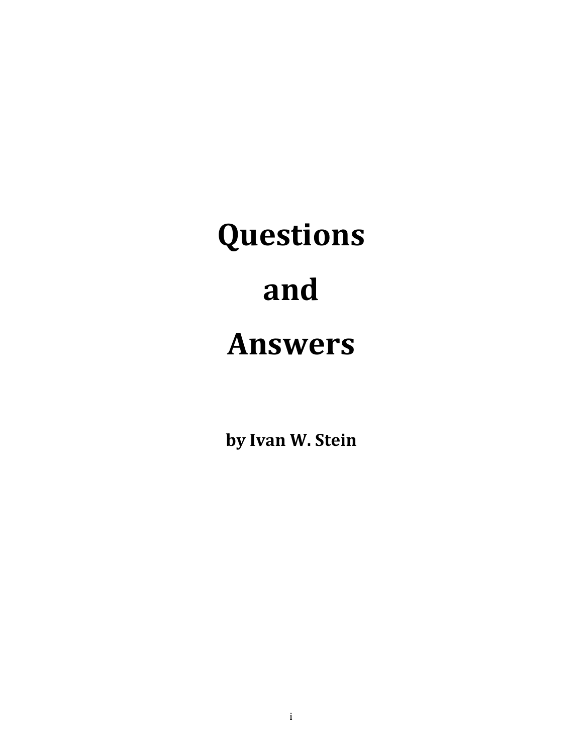# Questions

# and

# Answers

**by Ivan W. Stein**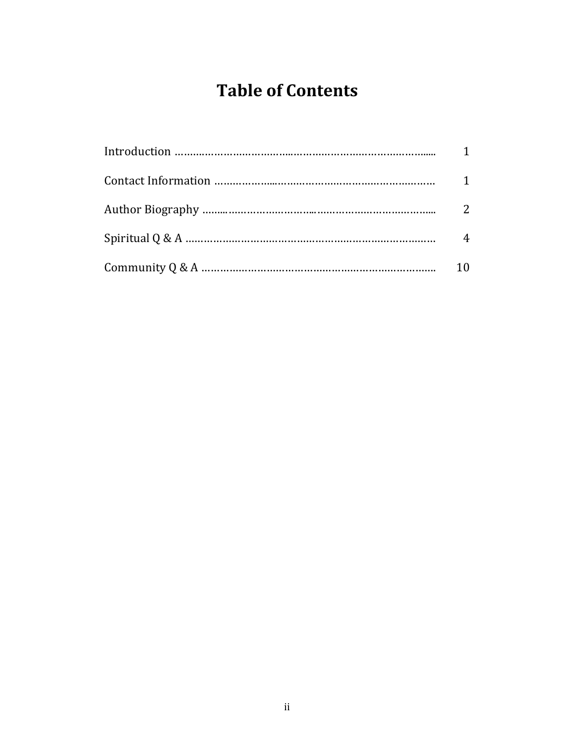# Table of Contents

| | |
|---|---|
| Introduction | 1 |
| Contact Information | 1 |
| Author Biography | 2 |
| Spiritual Q & A | 4 |
| Community Q & A | 10 |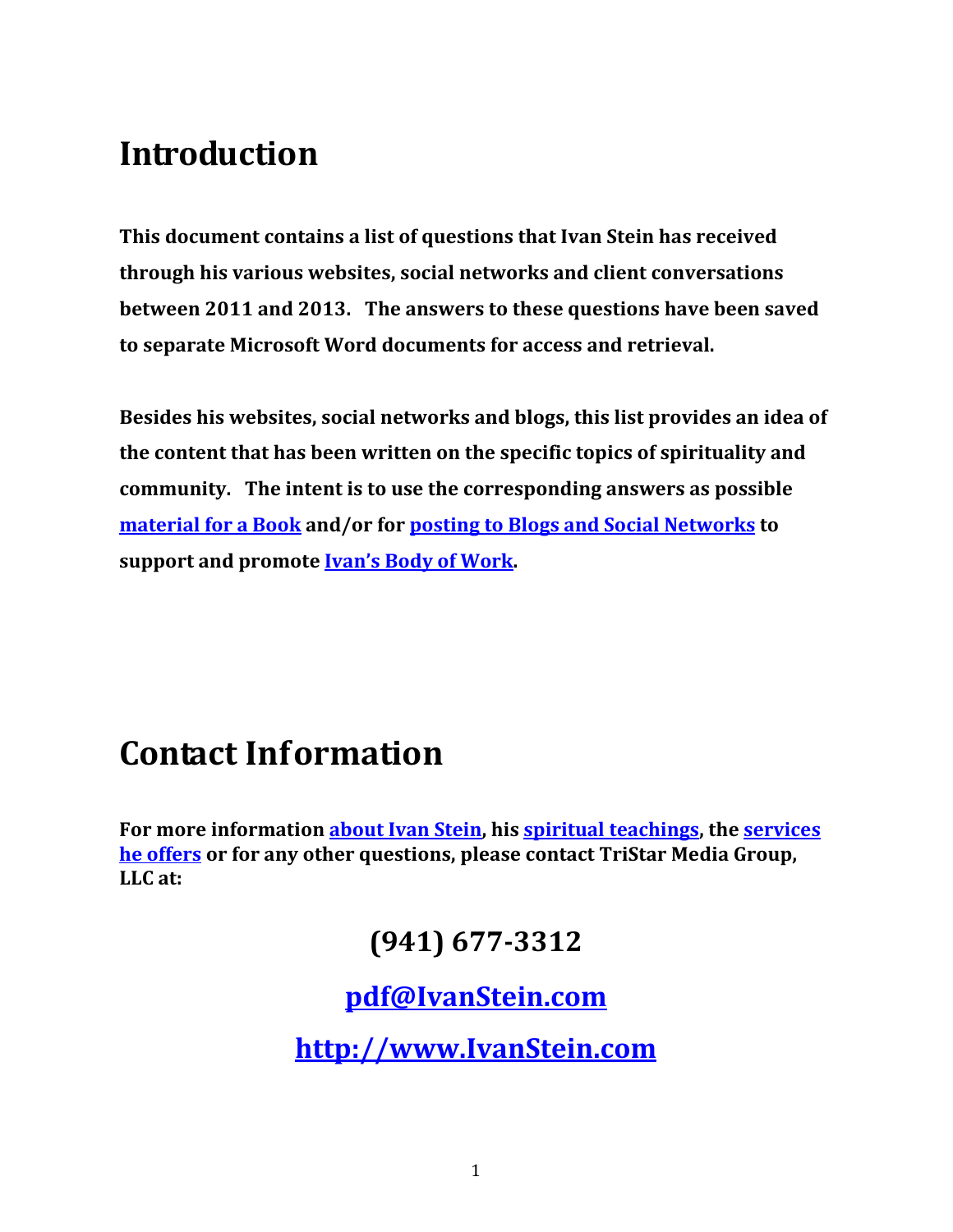# Introduction

**This document contains a list of questions that Ivan Stein has received through his various websites, social networks and client conversations between 2011 and 2013. The answers to these questions have been saved to separate Microsoft Word documents for access and retrieval.**

**Besides his websites, social networks and blogs, this list provides an idea of the content that has been written on the specific topics of spirituality and community. The intent is to use the corresponding answers as possible material for a Book and/or for posting to Blogs and Social Networks to support and promote Ivan's Body of Work.**

# Contact Information

**For more information about Ivan Stein, his spiritual teachings, the services he offers or for any other questions, please contact TriStar Media Group, LLC at:**

## (941) 677-3312

## pdf@IvanStein.com

## http://www.IvanStein.com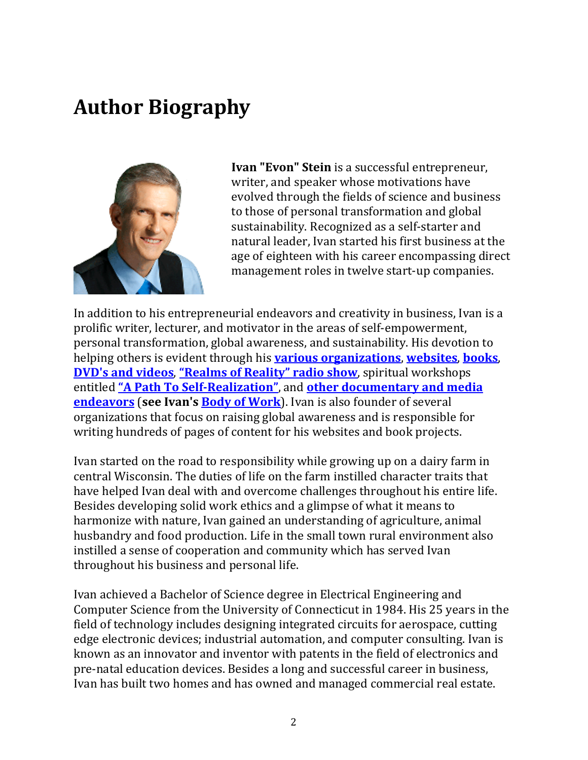# Author Biography

**Ivan "Evon" Stein** is a successful entrepreneur, writer, and speaker whose motivations have evolved through the fields of science and business to those of personal transformation and global sustainability. Recognized as a self-starter and natural leader, Ivan started his first business at the age of eighteen with his career encompassing direct management roles in twelve start-up companies.

In addition to his entrepreneurial endeavors and creativity in business, Ivan is a prolific writer, lecturer, and motivator in the areas of self-empowerment, personal transformation, global awareness, and sustainability. His devotion to helping others is evident through his **various organizations**, **websites**, **books**, **DVD's and videos**, **"Realms of Reality" radio show**, spiritual workshops entitled **"A Path To Self-Realization"**, and **other documentary and media endeavors** (**see Ivan's Body of Work**). Ivan is also founder of several organizations that focus on raising global awareness and is responsible for writing hundreds of pages of content for his websites and book projects.

Ivan started on the road to responsibility while growing up on a dairy farm in central Wisconsin. The duties of life on the farm instilled character traits that have helped Ivan deal with and overcome challenges throughout his entire life. Besides developing solid work ethics and a glimpse of what it means to harmonize with nature, Ivan gained an understanding of agriculture, animal husbandry and food production. Life in the small town rural environment also instilled a sense of cooperation and community which has served Ivan throughout his business and personal life.

Ivan achieved a Bachelor of Science degree in Electrical Engineering and Computer Science from the University of Connecticut in 1984. His 25 years in the field of technology includes designing integrated circuits for aerospace, cutting edge electronic devices; industrial automation, and computer consulting. Ivan is known as an innovator and inventor with patents in the field of electronics and pre-natal education devices. Besides a long and successful career in business, Ivan has built two homes and has owned and managed commercial real estate.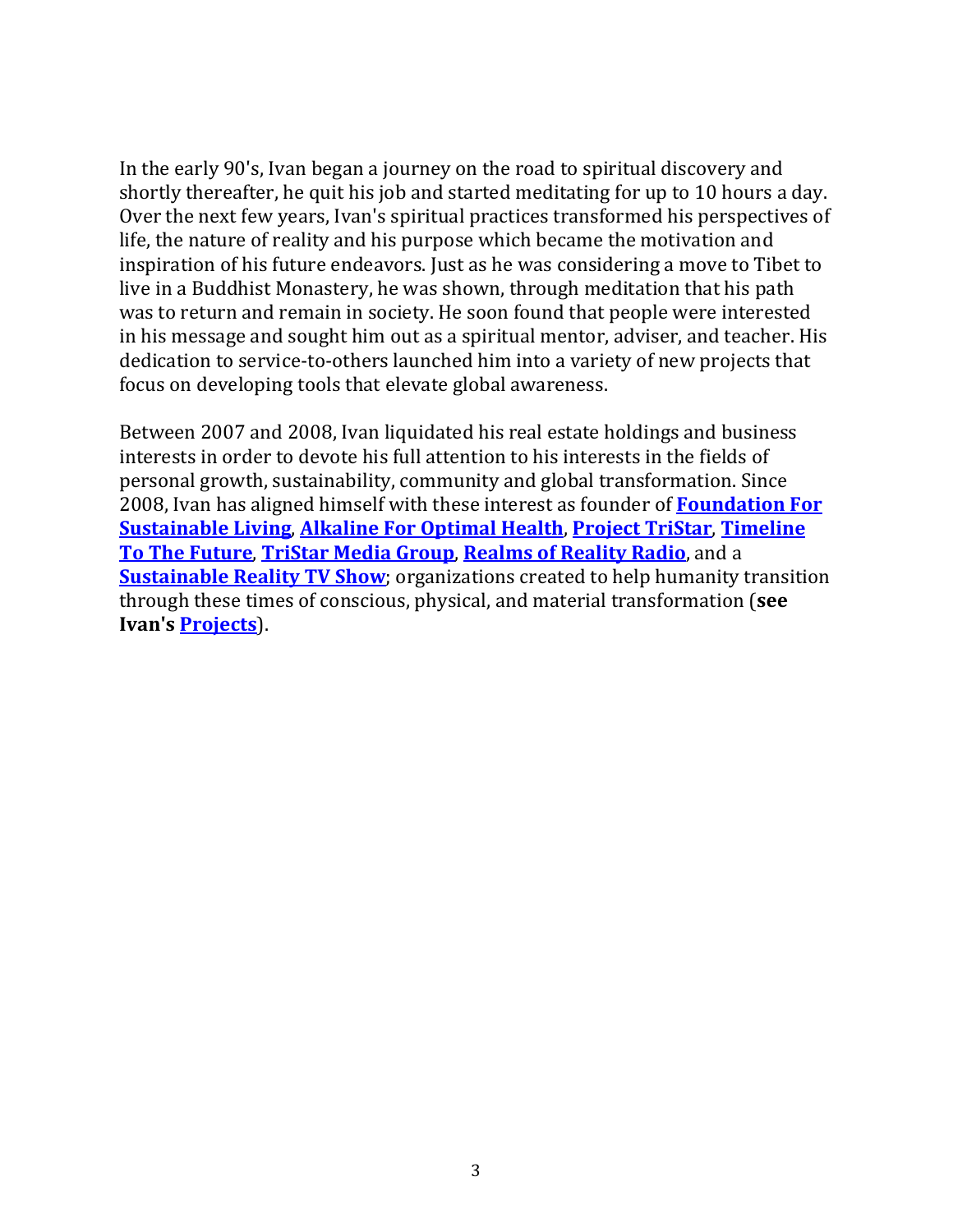In the early 90's, Ivan began a journey on the road to spiritual discovery and shortly thereafter, he quit his job and started meditating for up to 10 hours a day. Over the next few years, Ivan's spiritual practices transformed his perspectives of life, the nature of reality and his purpose which became the motivation and inspiration of his future endeavors. Just as he was considering a move to Tibet to live in a Buddhist Monastery, he was shown, through meditation that his path was to return and remain in society. He soon found that people were interested in his message and sought him out as a spiritual mentor, adviser, and teacher. His dedication to service-to-others launched him into a variety of new projects that focus on developing tools that elevate global awareness.

Between 2007 and 2008, Ivan liquidated his real estate holdings and business interests in order to devote his full attention to his interests in the fields of personal growth, sustainability, community and global transformation. Since 2008, Ivan has aligned himself with these interest as founder of **Foundation For Sustainable Living**, **Alkaline For Optimal Health**, **Project TriStar**, **Timeline To The Future**, **TriStar Media Group**, **Realms of Reality Radio**, and a **Sustainable Reality TV Show**; organizations created to help humanity transition through these times of conscious, physical, and material transformation (**see Ivan's Projects**).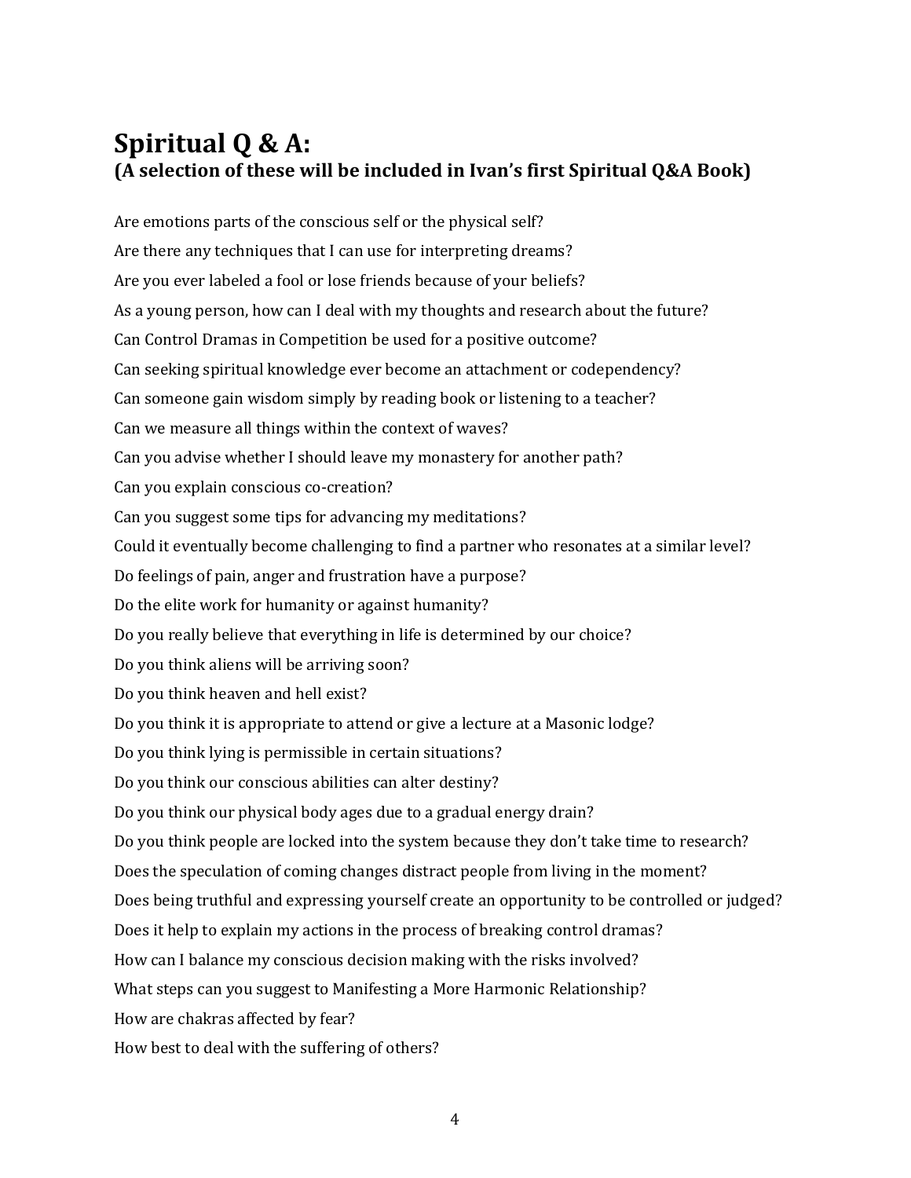# Spiritual Q & A:
## (A selection of these will be included in Ivan's first Spiritual Q&A Book)

Are emotions parts of the conscious self or the physical self?

Are there any techniques that I can use for interpreting dreams?

Are you ever labeled a fool or lose friends because of your beliefs?

As a young person, how can I deal with my thoughts and research about the future?

Can Control Dramas in Competition be used for a positive outcome?

Can seeking spiritual knowledge ever become an attachment or codependency?

Can someone gain wisdom simply by reading book or listening to a teacher?

Can we measure all things within the context of waves?

Can you advise whether I should leave my monastery for another path?

Can you explain conscious co-creation?

Can you suggest some tips for advancing my meditations?

Could it eventually become challenging to find a partner who resonates at a similar level?

Do feelings of pain, anger and frustration have a purpose?

Do the elite work for humanity or against humanity?

Do you really believe that everything in life is determined by our choice?

Do you think aliens will be arriving soon?

Do you think heaven and hell exist?

Do you think it is appropriate to attend or give a lecture at a Masonic lodge?

Do you think lying is permissible in certain situations?

Do you think our conscious abilities can alter destiny?

Do you think our physical body ages due to a gradual energy drain?

Do you think people are locked into the system because they don't take time to research?

Does the speculation of coming changes distract people from living in the moment?

Does being truthful and expressing yourself create an opportunity to be controlled or judged?

Does it help to explain my actions in the process of breaking control dramas?

How can I balance my conscious decision making with the risks involved?

What steps can you suggest to Manifesting a More Harmonic Relationship?

How are chakras affected by fear?

How best to deal with the suffering of others?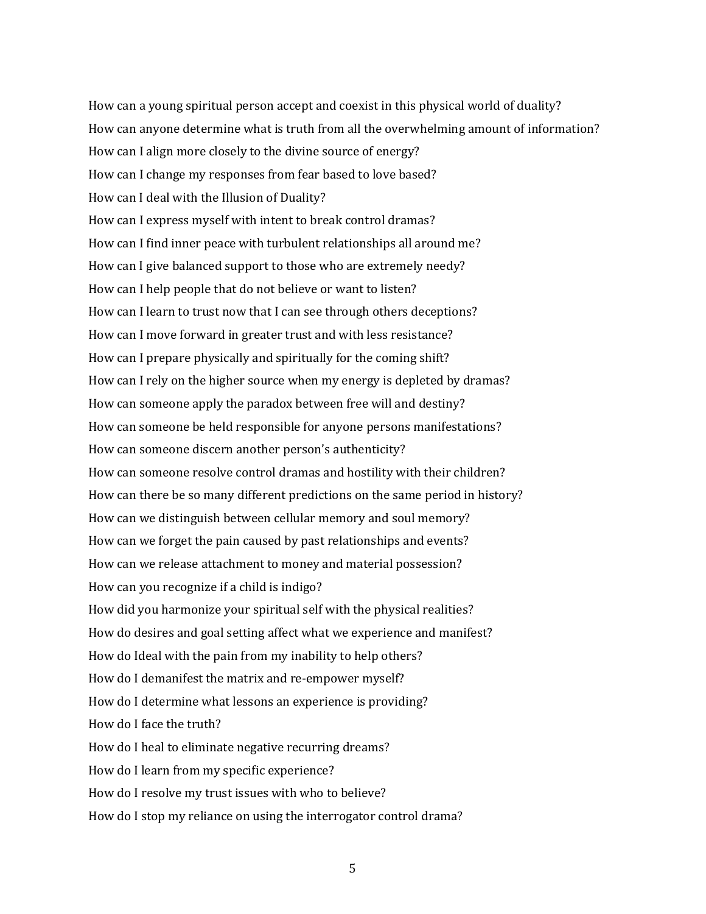How can a young spiritual person accept and coexist in this physical world of duality?

How can anyone determine what is truth from all the overwhelming amount of information?

How can I align more closely to the divine source of energy?

How can I change my responses from fear based to love based?

How can I deal with the Illusion of Duality?

How can I express myself with intent to break control dramas?

How can I find inner peace with turbulent relationships all around me?

How can I give balanced support to those who are extremely needy?

How can I help people that do not believe or want to listen?

How can I learn to trust now that I can see through others deceptions?

How can I move forward in greater trust and with less resistance?

How can I prepare physically and spiritually for the coming shift?

How can I rely on the higher source when my energy is depleted by dramas?

How can someone apply the paradox between free will and destiny?

How can someone be held responsible for anyone persons manifestations?

How can someone discern another person's authenticity?

How can someone resolve control dramas and hostility with their children?

How can there be so many different predictions on the same period in history?

How can we distinguish between cellular memory and soul memory?

How can we forget the pain caused by past relationships and events?

How can we release attachment to money and material possession?

How can you recognize if a child is indigo?

How did you harmonize your spiritual self with the physical realities?

How do desires and goal setting affect what we experience and manifest?

How do Ideal with the pain from my inability to help others?

How do I demanifest the matrix and re-empower myself?

How do I determine what lessons an experience is providing?

How do I face the truth?

How do I heal to eliminate negative recurring dreams?

How do I learn from my specific experience?

How do I resolve my trust issues with who to believe?

How do I stop my reliance on using the interrogator control drama?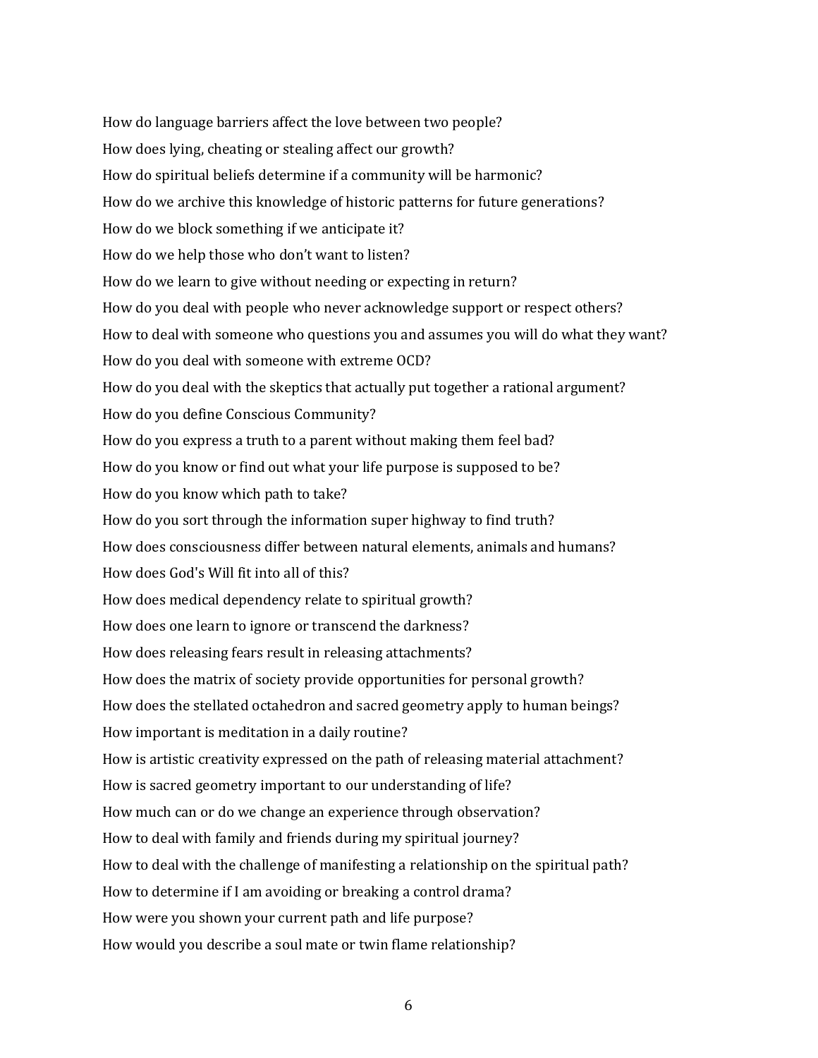How do language barriers affect the love between two people?

How does lying, cheating or stealing affect our growth?

How do spiritual beliefs determine if a community will be harmonic?

How do we archive this knowledge of historic patterns for future generations?

How do we block something if we anticipate it?

How do we help those who don't want to listen?

How do we learn to give without needing or expecting in return?

How do you deal with people who never acknowledge support or respect others?

How to deal with someone who questions you and assumes you will do what they want?

How do you deal with someone with extreme OCD?

How do you deal with the skeptics that actually put together a rational argument?

How do you define Conscious Community?

How do you express a truth to a parent without making them feel bad?

How do you know or find out what your life purpose is supposed to be?

How do you know which path to take?

How do you sort through the information super highway to find truth?

How does consciousness differ between natural elements, animals and humans?

How does God's Will fit into all of this?

How does medical dependency relate to spiritual growth?

How does one learn to ignore or transcend the darkness?

How does releasing fears result in releasing attachments?

How does the matrix of society provide opportunities for personal growth?

How does the stellated octahedron and sacred geometry apply to human beings?

How important is meditation in a daily routine?

How is artistic creativity expressed on the path of releasing material attachment?

How is sacred geometry important to our understanding of life?

How much can or do we change an experience through observation?

How to deal with family and friends during my spiritual journey?

How to deal with the challenge of manifesting a relationship on the spiritual path?

How to determine if I am avoiding or breaking a control drama?

How were you shown your current path and life purpose?

How would you describe a soul mate or twin flame relationship?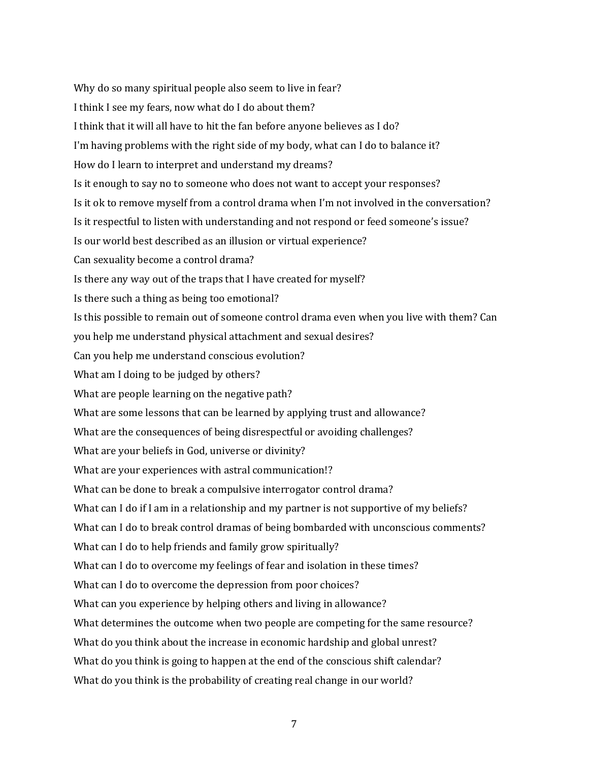Why do so many spiritual people also seem to live in fear?

I think I see my fears, now what do I do about them?

I think that it will all have to hit the fan before anyone believes as I do?

I'm having problems with the right side of my body, what can I do to balance it?

How do I learn to interpret and understand my dreams?

Is it enough to say no to someone who does not want to accept your responses?

Is it ok to remove myself from a control drama when I'm not involved in the conversation?

Is it respectful to listen with understanding and not respond or feed someone's issue?

Is our world best described as an illusion or virtual experience?

Can sexuality become a control drama?

Is there any way out of the traps that I have created for myself?

Is there such a thing as being too emotional?

Is this possible to remain out of someone control drama even when you live with them? Can you help me understand physical attachment and sexual desires?

Can you help me understand conscious evolution?

What am I doing to be judged by others?

What are people learning on the negative path?

What are some lessons that can be learned by applying trust and allowance?

What are the consequences of being disrespectful or avoiding challenges?

What are your beliefs in God, universe or divinity?

What are your experiences with astral communication!?

What can be done to break a compulsive interrogator control drama?

What can I do if I am in a relationship and my partner is not supportive of my beliefs?

What can I do to break control dramas of being bombarded with unconscious comments?

What can I do to help friends and family grow spiritually?

What can I do to overcome my feelings of fear and isolation in these times?

What can I do to overcome the depression from poor choices?

What can you experience by helping others and living in allowance?

What determines the outcome when two people are competing for the same resource?

What do you think about the increase in economic hardship and global unrest?

What do you think is going to happen at the end of the conscious shift calendar?

What do you think is the probability of creating real change in our world?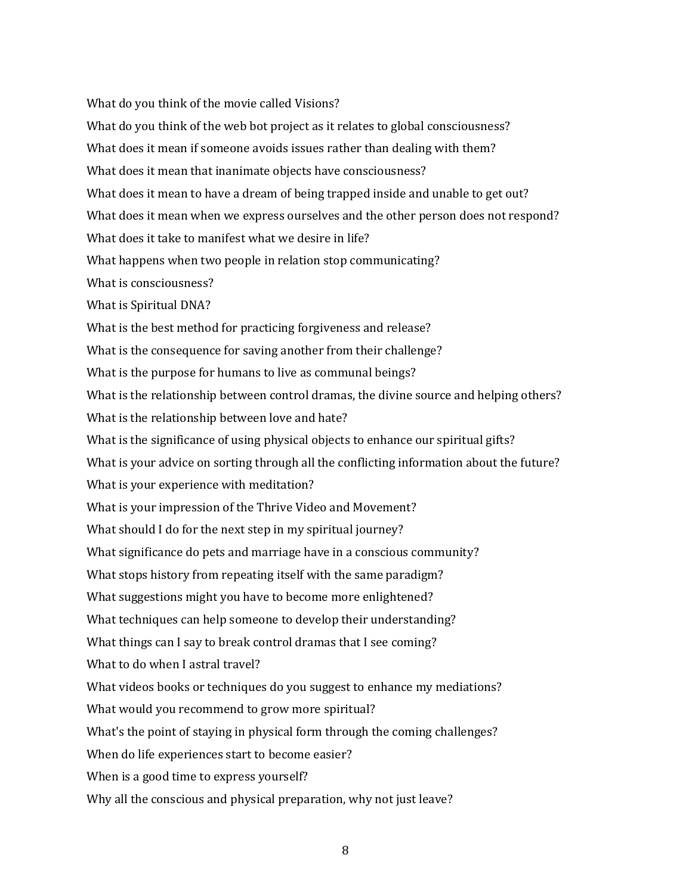What do you think of the movie called Visions?

What do you think of the web bot project as it relates to global consciousness?

What does it mean if someone avoids issues rather than dealing with them?

What does it mean that inanimate objects have consciousness?

What does it mean to have a dream of being trapped inside and unable to get out?

What does it mean when we express ourselves and the other person does not respond?

What does it take to manifest what we desire in life?

What happens when two people in relation stop communicating?

What is consciousness?

What is Spiritual DNA?

What is the best method for practicing forgiveness and release?

What is the consequence for saving another from their challenge?

What is the purpose for humans to live as communal beings?

What is the relationship between control dramas, the divine source and helping others?

What is the relationship between love and hate?

What is the significance of using physical objects to enhance our spiritual gifts?

What is your advice on sorting through all the conflicting information about the future?

What is your experience with meditation?

What is your impression of the Thrive Video and Movement?

What should I do for the next step in my spiritual journey?

What significance do pets and marriage have in a conscious community?

What stops history from repeating itself with the same paradigm?

What suggestions might you have to become more enlightened?

What techniques can help someone to develop their understanding?

What things can I say to break control dramas that I see coming?

What to do when I astral travel?

What videos books or techniques do you suggest to enhance my mediations?

What would you recommend to grow more spiritual?

What's the point of staying in physical form through the coming challenges?

When do life experiences start to become easier?

When is a good time to express yourself?

Why all the conscious and physical preparation, why not just leave?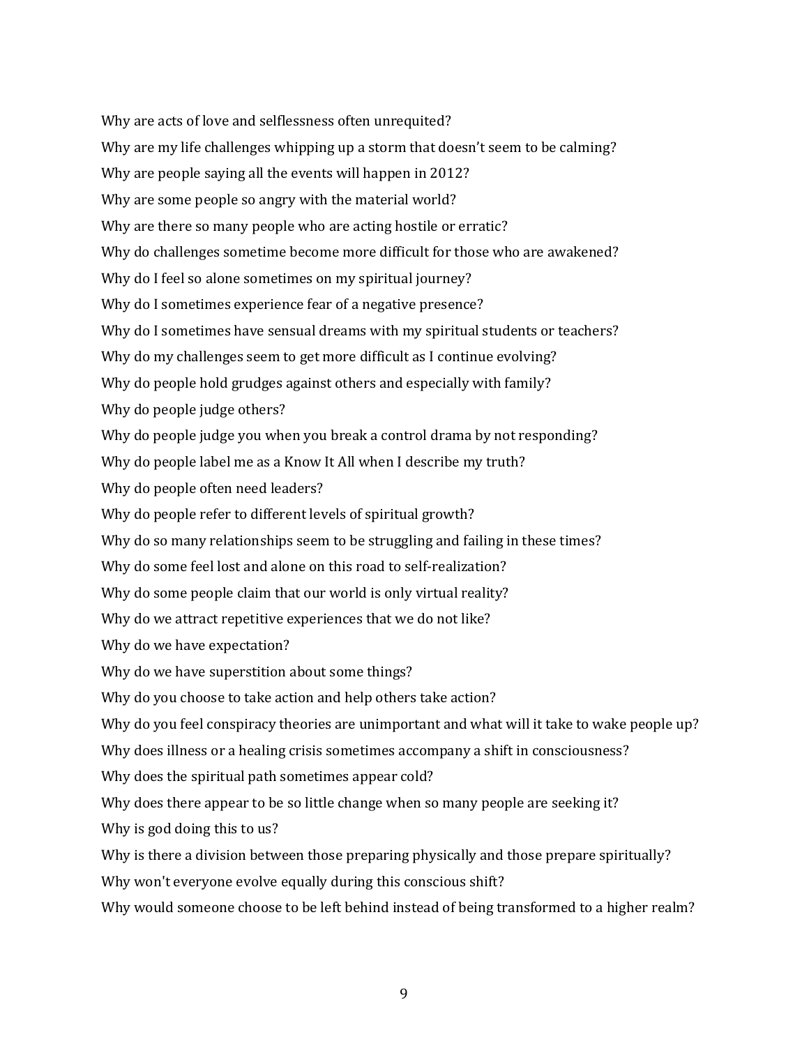Why are acts of love and selflessness often unrequited?

Why are my life challenges whipping up a storm that doesn't seem to be calming?

Why are people saying all the events will happen in 2012?

Why are some people so angry with the material world?

Why are there so many people who are acting hostile or erratic?

Why do challenges sometime become more difficult for those who are awakened?

Why do I feel so alone sometimes on my spiritual journey?

Why do I sometimes experience fear of a negative presence?

Why do I sometimes have sensual dreams with my spiritual students or teachers?

Why do my challenges seem to get more difficult as I continue evolving?

Why do people hold grudges against others and especially with family?

Why do people judge others?

Why do people judge you when you break a control drama by not responding?

Why do people label me as a Know It All when I describe my truth?

Why do people often need leaders?

Why do people refer to different levels of spiritual growth?

Why do so many relationships seem to be struggling and failing in these times?

Why do some feel lost and alone on this road to self-realization?

Why do some people claim that our world is only virtual reality?

Why do we attract repetitive experiences that we do not like?

Why do we have expectation?

Why do we have superstition about some things?

Why do you choose to take action and help others take action?

Why do you feel conspiracy theories are unimportant and what will it take to wake people up?

Why does illness or a healing crisis sometimes accompany a shift in consciousness?

Why does the spiritual path sometimes appear cold?

Why does there appear to be so little change when so many people are seeking it?

Why is god doing this to us?

Why is there a division between those preparing physically and those prepare spiritually?

Why won't everyone evolve equally during this conscious shift?

Why would someone choose to be left behind instead of being transformed to a higher realm?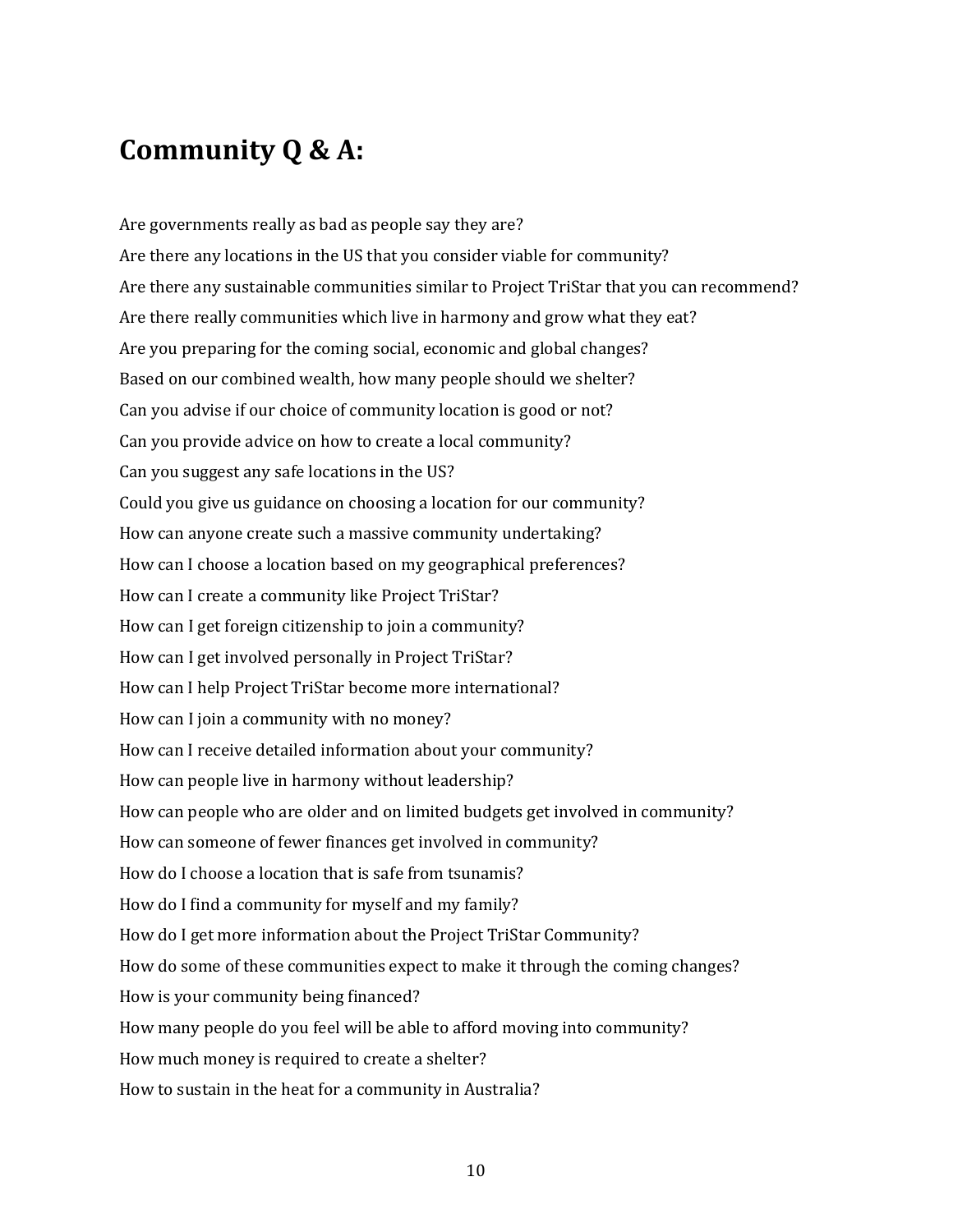# Community Q & A:

Are governments really as bad as people say they are?

Are there any locations in the US that you consider viable for community?

Are there any sustainable communities similar to Project TriStar that you can recommend?

Are there really communities which live in harmony and grow what they eat?

Are you preparing for the coming social, economic and global changes?

Based on our combined wealth, how many people should we shelter?

Can you advise if our choice of community location is good or not?

Can you provide advice on how to create a local community?

Can you suggest any safe locations in the US?

Could you give us guidance on choosing a location for our community?

How can anyone create such a massive community undertaking?

How can I choose a location based on my geographical preferences?

How can I create a community like Project TriStar?

How can I get foreign citizenship to join a community?

How can I get involved personally in Project TriStar?

How can I help Project TriStar become more international?

How can I join a community with no money?

How can I receive detailed information about your community?

How can people live in harmony without leadership?

How can people who are older and on limited budgets get involved in community?

How can someone of fewer finances get involved in community?

How do I choose a location that is safe from tsunamis?

How do I find a community for myself and my family?

How do I get more information about the Project TriStar Community?

How do some of these communities expect to make it through the coming changes?

How is your community being financed?

How many people do you feel will be able to afford moving into community?

How much money is required to create a shelter?

How to sustain in the heat for a community in Australia?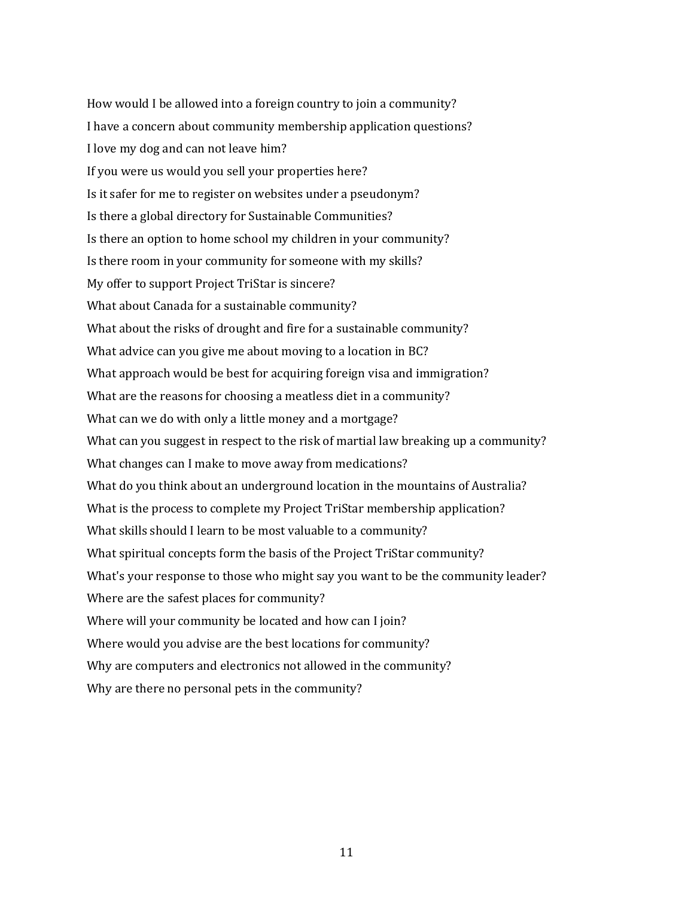How would I be allowed into a foreign country to join a community?

I have a concern about community membership application questions?

I love my dog and can not leave him?

If you were us would you sell your properties here?

Is it safer for me to register on websites under a pseudonym?

Is there a global directory for Sustainable Communities?

Is there an option to home school my children in your community?

Is there room in your community for someone with my skills?

My offer to support Project TriStar is sincere?

What about Canada for a sustainable community?

What about the risks of drought and fire for a sustainable community?

What advice can you give me about moving to a location in BC?

What approach would be best for acquiring foreign visa and immigration?

What are the reasons for choosing a meatless diet in a community?

What can we do with only a little money and a mortgage?

What can you suggest in respect to the risk of martial law breaking up a community?

What changes can I make to move away from medications?

What do you think about an underground location in the mountains of Australia?

What is the process to complete my Project TriStar membership application?

What skills should I learn to be most valuable to a community?

What spiritual concepts form the basis of the Project TriStar community?

What's your response to those who might say you want to be the community leader?

Where are the safest places for community?

Where will your community be located and how can I join?

Where would you advise are the best locations for community?

Why are computers and electronics not allowed in the community?

Why are there no personal pets in the community?